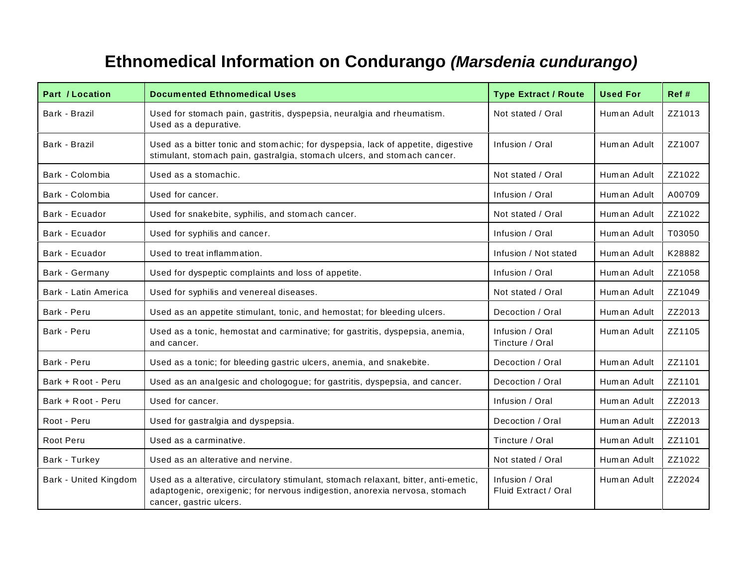# Ethnomedical Information on Condurango *(Marsdenia cundurango)*

| Part / Location | Documented Ethnomedical Uses | Type Extract / Route | Used For | Ref # |
|---|---|---|---|---|
| Bark - Brazil | Used for stomach pain, gastritis, dyspepsia, neuralgia and rheumatism. Used as a depurative. | Not stated / Oral | Human Adult | ZZ1013 |
| Bark - Brazil | Used as a bitter tonic and stomachic; for dyspepsia, lack of appetite, digestive stimulant, stomach pain, gastralgia, stomach ulcers, and stomach cancer. | Infusion / Oral | Human Adult | ZZ1007 |
| Bark - Colombia | Used as a stomachic. | Not stated / Oral | Human Adult | ZZ1022 |
| Bark - Colombia | Used for cancer. | Infusion / Oral | Human Adult | A00709 |
| Bark - Ecuador | Used for snakebite, syphilis, and stomach cancer. | Not stated / Oral | Human Adult | ZZ1022 |
| Bark - Ecuador | Used for syphilis and cancer. | Infusion / Oral | Human Adult | T03050 |
| Bark - Ecuador | Used to treat inflammation. | Infusion / Not stated | Human Adult | K28882 |
| Bark - Germany | Used for dyspeptic complaints and loss of appetite. | Infusion / Oral | Human Adult | ZZ1058 |
| Bark - Latin America | Used for syphilis and venereal diseases. | Not stated / Oral | Human Adult | ZZ1049 |
| Bark - Peru | Used as an appetite stimulant, tonic, and hemostat; for bleeding ulcers. | Decoction / Oral | Human Adult | ZZ2013 |
| Bark - Peru | Used as a tonic, hemostat and carminative; for gastritis, dyspepsia, anemia, and cancer. | Infusion / Oral<br>Tincture / Oral | Human Adult | ZZ1105 |
| Bark - Peru | Used as a tonic; for bleeding gastric ulcers, anemia, and snakebite. | Decoction / Oral | Human Adult | ZZ1101 |
| Bark + Root - Peru | Used as an analgesic and chologogue; for gastritis, dyspepsia, and cancer. | Decoction / Oral | Human Adult | ZZ1101 |
| Bark + Root - Peru | Used for cancer. | Infusion / Oral | Human Adult | ZZ2013 |
| Root - Peru | Used for gastralgia and dyspepsia. | Decoction / Oral | Human Adult | ZZ2013 |
| Root Peru | Used as a carminative. | Tincture / Oral | Human Adult | ZZ1101 |
| Bark - Turkey | Used as an alterative and nervine. | Not stated / Oral | Human Adult | ZZ1022 |
| Bark - United Kingdom | Used as a alterative, circulatory stimulant, stomach relaxant, bitter, anti-emetic, adaptogenic, orexigenic; for nervous indigestion, anorexia nervosa, stomach cancer, gastric ulcers. | Infusion / Oral<br>Fluid Extract / Oral | Human Adult | ZZ2024 |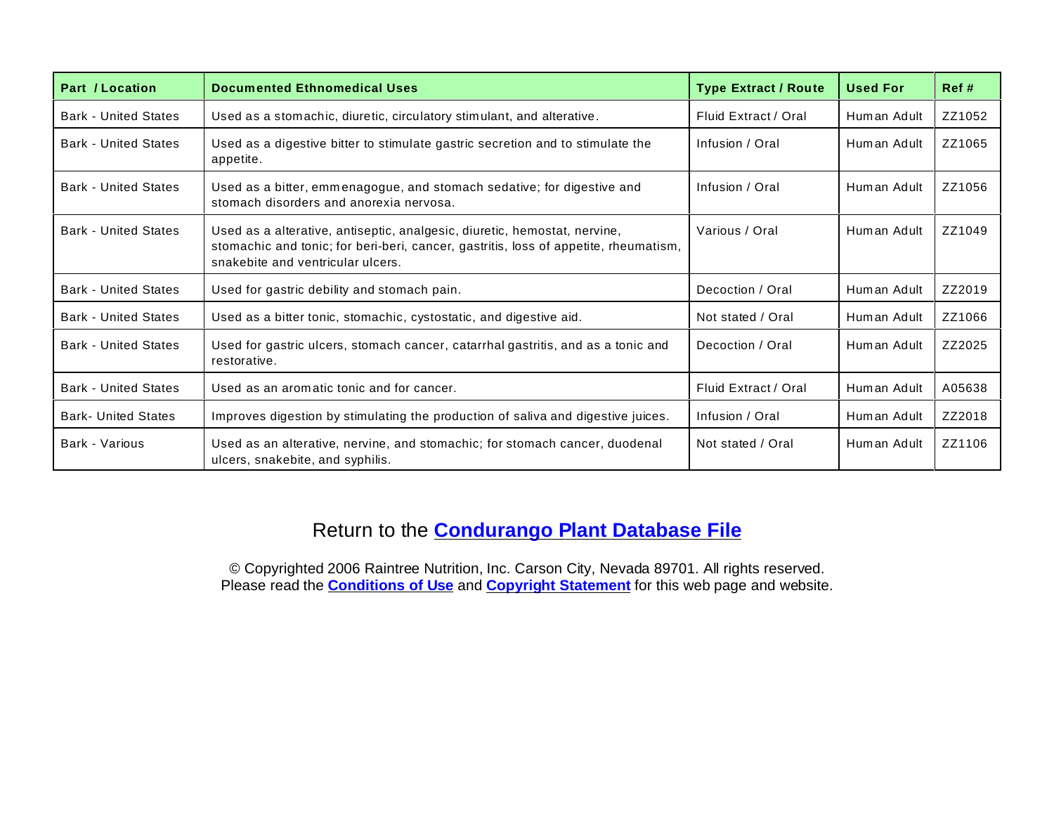| Part / Location | Documented Ethnomedical Uses | Type Extract / Route | Used For | Ref # |
|---|---|---|---|---|
| Bark - United States | Used as a stomachic, diuretic, circulatory stimulant, and alterative. | Fluid Extract / Oral | Human Adult | ZZ1052 |
| Bark - United States | Used as a digestive bitter to stimulate gastric secretion and to stimulate the appetite. | Infusion / Oral | Human Adult | ZZ1065 |
| Bark - United States | Used as a bitter, emmenagogue, and stomach sedative; for digestive and stomach disorders and anorexia nervosa. | Infusion / Oral | Human Adult | ZZ1056 |
| Bark - United States | Used as a alterative, antiseptic, analgesic, diuretic, hemostat, nervine, stomachic and tonic; for beri-beri, cancer, gastritis, loss of appetite, rheumatism, snakebite and ventricular ulcers. | Various / Oral | Human Adult | ZZ1049 |
| Bark - United States | Used for gastric debility and stomach pain. | Decoction / Oral | Human Adult | ZZ2019 |
| Bark - United States | Used as a bitter tonic, stomachic, cystostatic, and digestive aid. | Not stated / Oral | Human Adult | ZZ1066 |
| Bark - United States | Used for gastric ulcers, stomach cancer, catarrhal gastritis, and as a tonic and restorative. | Decoction / Oral | Human Adult | ZZ2025 |
| Bark - United States | Used as an aromatic tonic and for cancer. | Fluid Extract / Oral | Human Adult | A05638 |
| Bark- United States | Improves digestion by stimulating the production of saliva and digestive juices. | Infusion / Oral | Human Adult | ZZ2018 |
| Bark - Various | Used as an alterative, nervine, and stomachic; for stomach cancer, duodenal ulcers, snakebite, and syphilis. | Not stated / Oral | Human Adult | ZZ1106 |

Return to the **Condurango Plant Database File**

© Copyrighted 2006 Raintree Nutrition, Inc. Carson City, Nevada 89701. All rights reserved.
Please read the **Conditions of Use** and **Copyright Statement** for this web page and website.